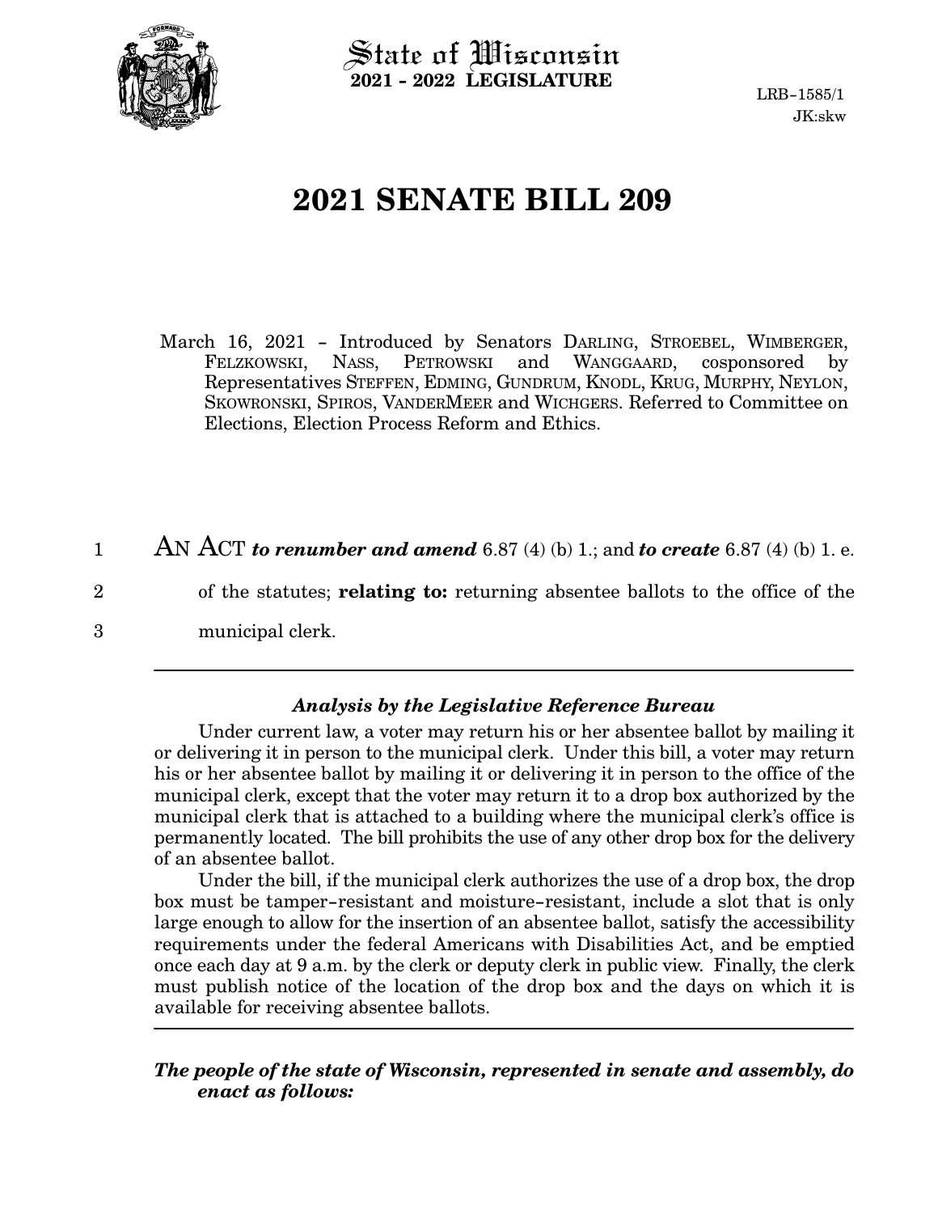State of Wisconsin
**2021 - 2022 LEGISLATURE**

LRB-1585/1
JK:skw

# 2021 SENATE BILL 209

March 16, 2021 - Introduced by Senators DARLING, STROEBEL, WIMBERGER, FELZKOWSKI, NASS, PETROWSKI and WANGGAARD, cosponsored by Representatives STEFFEN, EDMING, GUNDRUM, KNODL, KRUG, MURPHY, NEYLON, SKOWRONSKI, SPIROS, VANDERMEER and WICHGERS. Referred to Committee on Elections, Election Process Reform and Ethics.

1 AN ACT ***to renumber and amend*** 6.87 (4) (b) 1.; and ***to create*** 6.87 (4) (b) 1. e.
2 of the statutes; **relating to:** returning absentee ballots to the office of the
3 municipal clerk.

---

***Analysis by the Legislative Reference Bureau***

Under current law, a voter may return his or her absentee ballot by mailing it or delivering it in person to the municipal clerk. Under this bill, a voter may return his or her absentee ballot by mailing it or delivering it in person to the office of the municipal clerk, except that the voter may return it to a drop box authorized by the municipal clerk that is attached to a building where the municipal clerk's office is permanently located. The bill prohibits the use of any other drop box for the delivery of an absentee ballot.

Under the bill, if the municipal clerk authorizes the use of a drop box, the drop box must be tamper-resistant and moisture-resistant, include a slot that is only large enough to allow for the insertion of an absentee ballot, satisfy the accessibility requirements under the federal Americans with Disabilities Act, and be emptied once each day at 9 a.m. by the clerk or deputy clerk in public view. Finally, the clerk must publish notice of the location of the drop box and the days on which it is available for receiving absentee ballots.

---

***The people of the state of Wisconsin, represented in senate and assembly, do enact as follows:***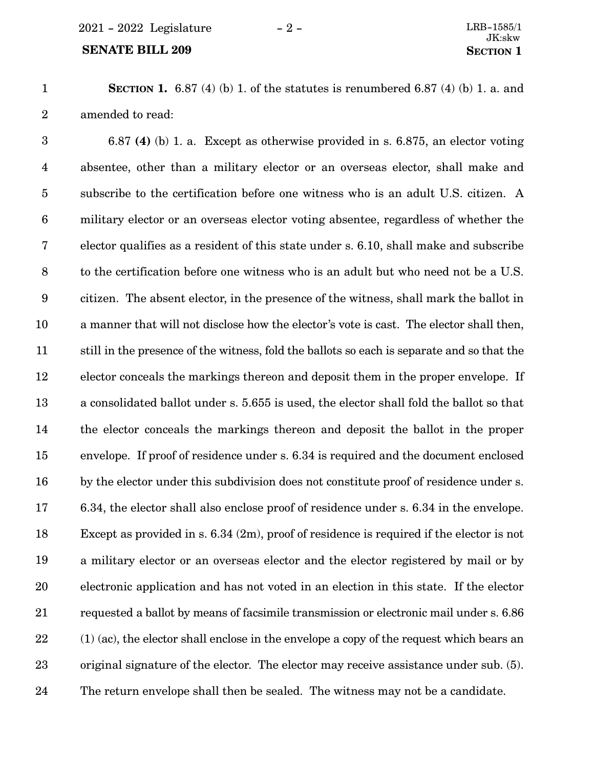**SECTION 1.** 6.87 (4) (b) 1. of the statutes is renumbered 6.87 (4) (b) 1. a. and amended to read:

6.87 **(4)** (b) 1. a. Except as otherwise provided in s. 6.875, an elector voting absentee, other than a military elector or an overseas elector, shall make and subscribe to the certification before one witness who is an adult U.S. citizen. A military elector or an overseas elector voting absentee, regardless of whether the elector qualifies as a resident of this state under s. 6.10, shall make and subscribe to the certification before one witness who is an adult but who need not be a U.S. citizen. The absent elector, in the presence of the witness, shall mark the ballot in a manner that will not disclose how the elector's vote is cast. The elector shall then, still in the presence of the witness, fold the ballots so each is separate and so that the elector conceals the markings thereon and deposit them in the proper envelope. If a consolidated ballot under s. 5.655 is used, the elector shall fold the ballot so that the elector conceals the markings thereon and deposit the ballot in the proper envelope. If proof of residence under s. 6.34 is required and the document enclosed by the elector under this subdivision does not constitute proof of residence under s. 6.34, the elector shall also enclose proof of residence under s. 6.34 in the envelope. Except as provided in s. 6.34 (2m), proof of residence is required if the elector is not a military elector or an overseas elector and the elector registered by mail or by electronic application and has not voted in an election in this state. If the elector requested a ballot by means of facsimile transmission or electronic mail under s. 6.86 (1) (ac), the elector shall enclose in the envelope a copy of the request which bears an original signature of the elector. The elector may receive assistance under sub. (5). The return envelope shall then be sealed. The witness may not be a candidate.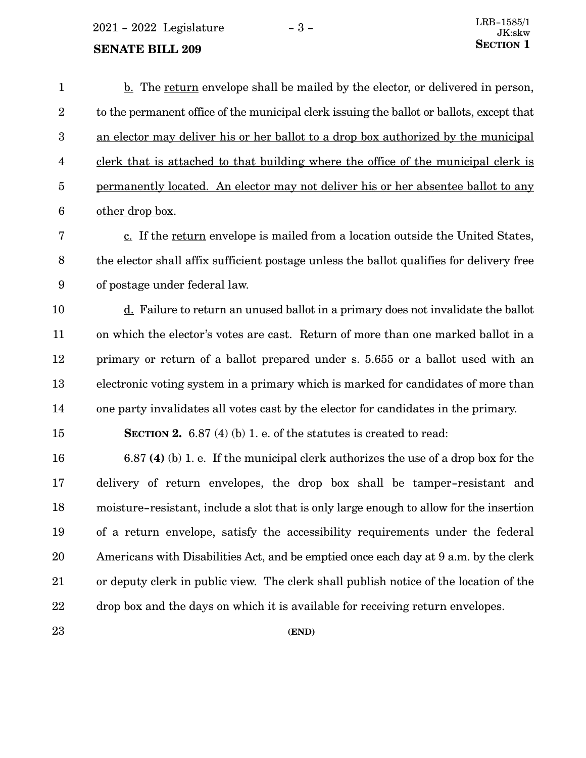b. The return envelope shall be mailed by the elector, or delivered in person, to the permanent office of the municipal clerk issuing the ballot or ballots, except that an elector may deliver his or her ballot to a drop box authorized by the municipal clerk that is attached to that building where the office of the municipal clerk is permanently located. An elector may not deliver his or her absentee ballot to any other drop box.

c. If the return envelope is mailed from a location outside the United States, the elector shall affix sufficient postage unless the ballot qualifies for delivery free of postage under federal law.

d. Failure to return an unused ballot in a primary does not invalidate the ballot on which the elector's votes are cast. Return of more than one marked ballot in a primary or return of a ballot prepared under s. 5.655 or a ballot used with an electronic voting system in a primary which is marked for candidates of more than one party invalidates all votes cast by the elector for candidates in the primary.

**SECTION 2.** 6.87 (4) (b) 1. e. of the statutes is created to read:

6.87 **(4)** (b) 1. e. If the municipal clerk authorizes the use of a drop box for the delivery of return envelopes, the drop box shall be tamper-resistant and moisture-resistant, include a slot that is only large enough to allow for the insertion of a return envelope, satisfy the accessibility requirements under the federal Americans with Disabilities Act, and be emptied once each day at 9 a.m. by the clerk or deputy clerk in public view. The clerk shall publish notice of the location of the drop box and the days on which it is available for receiving return envelopes.

**(END)**